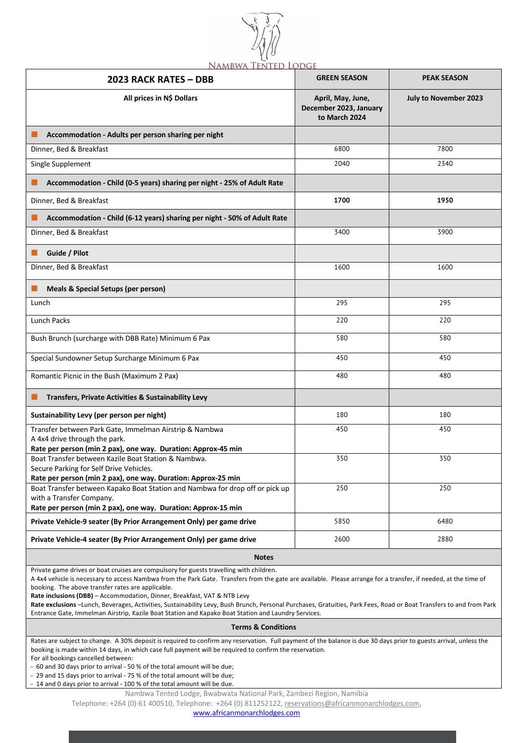# Nambwa Tented Lodge

| 2023 RACK RATES – DBB | GREEN SEASON | PEAK SEASON |
|---|---|---|
| **All prices in N$ Dollars** | **April, May, June, December 2023, January to March 2024** | **July to November 2023** |
| **Accommodation - Adults per person sharing per night** | | |
| Dinner, Bed & Breakfast | 6800 | 7800 |
| Single Supplement | 2040 | 2340 |
| **Accommodation - Child (0-5 years) sharing per night - 25% of Adult Rate** | | |
| Dinner, Bed & Breakfast | **1700** | **1950** |
| **Accommodation - Child (6-12 years) sharing per night - 50% of Adult Rate** | | |
| Dinner, Bed & Breakfast | 3400 | 3900 |
| **Guide / Pilot** | | |
| Dinner, Bed & Breakfast | 1600 | 1600 |
| **Meals & Special Setups (per person)** | | |
| Lunch | 295 | 295 |
| Lunch Packs | 220 | 220 |
| Bush Brunch (surcharge with DBB Rate) Minimum 6 Pax | 580 | 580 |
| Special Sundowner Setup Surcharge Minimum 6 Pax | 450 | 450 |
| Romantic Picnic in the Bush (Maximum 2 Pax) | 480 | 480 |
| **Transfers, Private Activities & Sustainability Levy** | | |
| **Sustainability Levy (per person per night)** | 180 | 180 |
| Transfer between Park Gate, Immelman Airstrip & Nambwa<br>A 4x4 drive through the park.<br>**Rate per person (min 2 pax), one way. Duration: Approx-45 min** | 450 | 450 |
| Boat Transfer between Kazile Boat Station & Nambwa.<br>Secure Parking for Self Drive Vehicles.<br>**Rate per person (min 2 pax), one way. Duration: Approx-25 min** | 350 | 350 |
| Boat Transfer between Kapako Boat Station and Nambwa for drop off or pick up with a Transfer Company.<br>**Rate per person (min 2 pax), one way. Duration: Approx-15 min** | 250 | 250 |
| **Private Vehicle-9 seater (By Prior Arrangement Only) per game drive** | 5850 | 6480 |
| **Private Vehicle-4 seater (By Prior Arrangement Only) per game drive** | 2600 | 2880 |

## Notes

Private game drives or boat cruises are compulsory for guests travelling with children.
A 4x4 vehicle is necessary to access Nambwa from the Park Gate. Transfers from the gate are available. Please arrange for a transfer, if needed, at the time of booking. The above transfer rates are applicable.
**Rate inclusions (DBB)** – Accommodation, Dinner, Breakfast, VAT & NTB Levy
**Rate exclusions** –Lunch, Beverages, Activities, Sustainability Levy, Bush Brunch, Personal Purchases, Gratuities, Park Fees, Road or Boat Transfers to and from Park Entrance Gate, Immelman Airstrip, Kazile Boat Station and Kapako Boat Station and Laundry Services.

## Terms & Conditions

Rates are subject to change. A 30% deposit is required to confirm any reservation. Full payment of the balance is due 30 days prior to guests arrival, unless the booking is made within 14 days, in which case full payment will be required to confirm the reservation.
For all bookings cancelled between:

- 60 and 30 days prior to arrival - 50 % of the total amount will be due;
- 29 and 15 days prior to arrival - 75 % of the total amount will be due;
- 14 and 0 days prior to arrival - 100 % of the total amount will be due.

Nambwa Tented Lodge, Bwabwata National Park, Zambezi Region, Namibia
Telephone: +264 (0) 61 400510, Telephone: +264 (0) 811252122, reservations@africanmonarchlodges.com,
www.africanmonarchlodges.com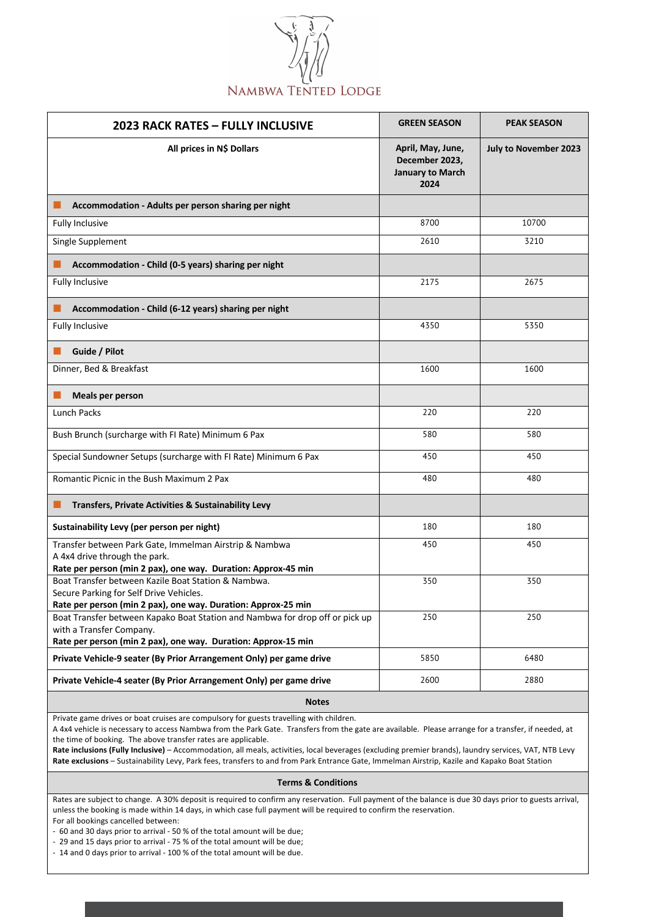# Nambwa Tented Lodge

| 2023 RACK RATES – FULLY INCLUSIVE | GREEN SEASON | PEAK SEASON |
|---|---|---|
| **All prices in N$ Dollars** | **April, May, June, December 2023, January to March 2024** | **July to November 2023** |
| **Accommodation - Adults per person sharing per night** | | |
| Fully Inclusive | 8700 | 10700 |
| Single Supplement | 2610 | 3210 |
| **Accommodation - Child (0-5 years) sharing per night** | | |
| Fully Inclusive | 2175 | 2675 |
| **Accommodation - Child (6-12 years) sharing per night** | | |
| Fully Inclusive | 4350 | 5350 |
| **Guide / Pilot** | | |
| Dinner, Bed & Breakfast | 1600 | 1600 |
| **Meals per person** | | |
| Lunch Packs | 220 | 220 |
| Bush Brunch (surcharge with FI Rate) Minimum 6 Pax | 580 | 580 |
| Special Sundowner Setups (surcharge with FI Rate) Minimum 6 Pax | 450 | 450 |
| Romantic Picnic in the Bush Maximum 2 Pax | 480 | 480 |
| **Transfers, Private Activities & Sustainability Levy** | | |
| **Sustainability Levy (per person per night)** | 180 | 180 |
| Transfer between Park Gate, Immelman Airstrip & Nambwa<br>A 4x4 drive through the park.<br>**Rate per person (min 2 pax), one way. Duration: Approx-45 min** | 450 | 450 |
| Boat Transfer between Kazile Boat Station & Nambwa.<br>Secure Parking for Self Drive Vehicles.<br>**Rate per person (min 2 pax), one way. Duration: Approx-25 min** | 350 | 350 |
| Boat Transfer between Kapako Boat Station and Nambwa for drop off or pick up with a Transfer Company.<br>**Rate per person (min 2 pax), one way. Duration: Approx-15 min** | 250 | 250 |
| **Private Vehicle-9 seater (By Prior Arrangement Only) per game drive** | 5850 | 6480 |
| **Private Vehicle-4 seater (By Prior Arrangement Only) per game drive** | 2600 | 2880 |

## Notes

Private game drives or boat cruises are compulsory for guests travelling with children.
A 4x4 vehicle is necessary to access Nambwa from the Park Gate. Transfers from the gate are available. Please arrange for a transfer, if needed, at the time of booking. The above transfer rates are applicable.
**Rate inclusions (Fully Inclusive)** – Accommodation, all meals, activities, local beverages (excluding premier brands), laundry services, VAT, NTB Levy
**Rate exclusions** – Sustainability Levy, Park fees, transfers to and from Park Entrance Gate, Immelman Airstrip, Kazile and Kapako Boat Station

## Terms & Conditions

Rates are subject to change. A 30% deposit is required to confirm any reservation. Full payment of the balance is due 30 days prior to guests arrival, unless the booking is made within 14 days, in which case full payment will be required to confirm the reservation.
For all bookings cancelled between:
- 60 and 30 days prior to arrival - 50 % of the total amount will be due;
- 29 and 15 days prior to arrival - 75 % of the total amount will be due;
- 14 and 0 days prior to arrival - 100 % of the total amount will be due.